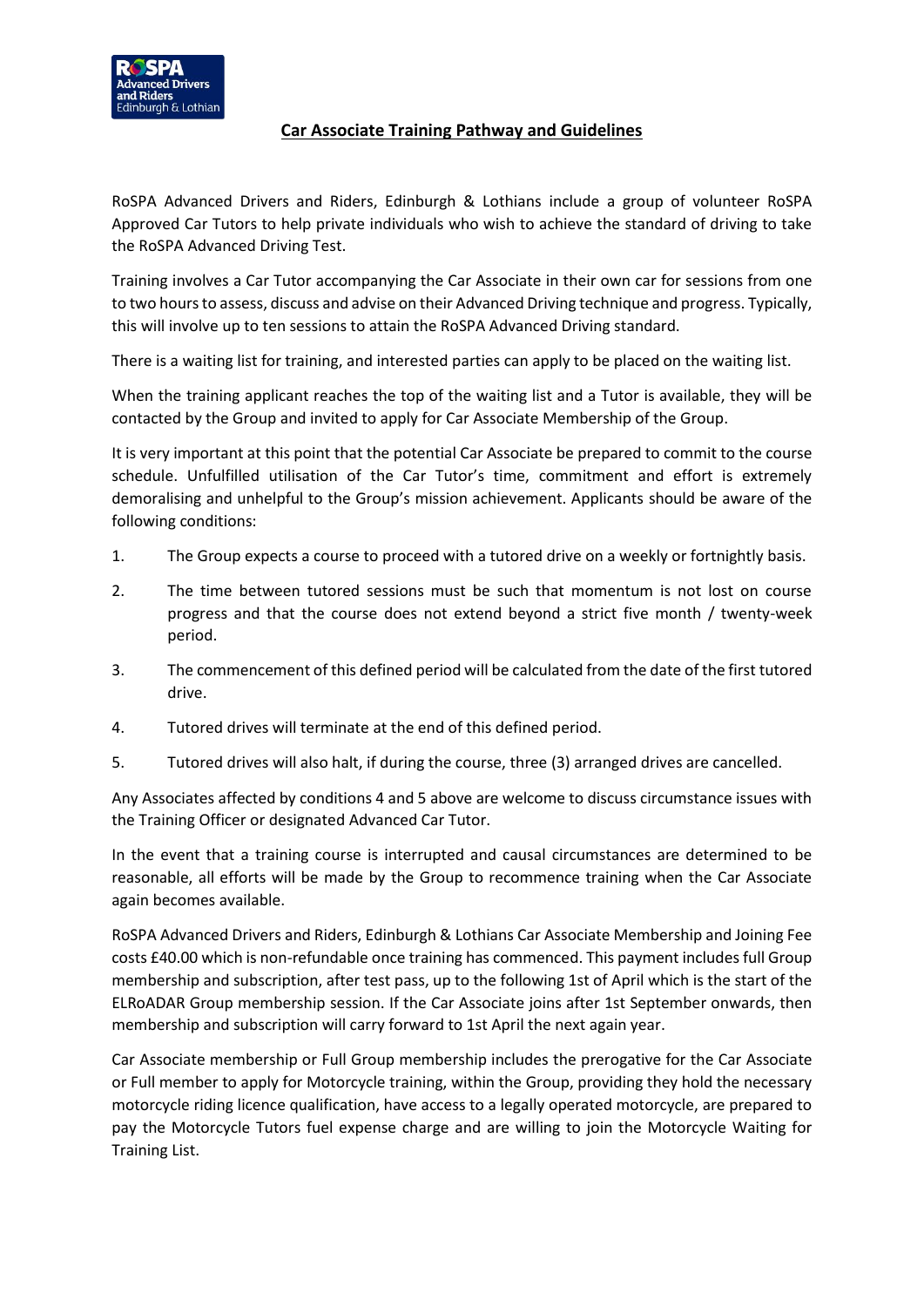# Car Associate Training Pathway and Guidelines

RoSPA Advanced Drivers and Riders, Edinburgh & Lothians include a group of volunteer RoSPA Approved Car Tutors to help private individuals who wish to achieve the standard of driving to take the RoSPA Advanced Driving Test.

Training involves a Car Tutor accompanying the Car Associate in their own car for sessions from one to two hours to assess, discuss and advise on their Advanced Driving technique and progress. Typically, this will involve up to ten sessions to attain the RoSPA Advanced Driving standard.

There is a waiting list for training, and interested parties can apply to be placed on the waiting list.

When the training applicant reaches the top of the waiting list and a Tutor is available, they will be contacted by the Group and invited to apply for Car Associate Membership of the Group.

It is very important at this point that the potential Car Associate be prepared to commit to the course schedule. Unfulfilled utilisation of the Car Tutor's time, commitment and effort is extremely demoralising and unhelpful to the Group's mission achievement. Applicants should be aware of the following conditions:

1. The Group expects a course to proceed with a tutored drive on a weekly or fortnightly basis.
2. The time between tutored sessions must be such that momentum is not lost on course progress and that the course does not extend beyond a strict five month / twenty-week period.
3. The commencement of this defined period will be calculated from the date of the first tutored drive.
4. Tutored drives will terminate at the end of this defined period.
5. Tutored drives will also halt, if during the course, three (3) arranged drives are cancelled.

Any Associates affected by conditions 4 and 5 above are welcome to discuss circumstance issues with the Training Officer or designated Advanced Car Tutor.

In the event that a training course is interrupted and causal circumstances are determined to be reasonable, all efforts will be made by the Group to recommence training when the Car Associate again becomes available.

RoSPA Advanced Drivers and Riders, Edinburgh & Lothians Car Associate Membership and Joining Fee costs £40.00 which is non-refundable once training has commenced. This payment includes full Group membership and subscription, after test pass, up to the following 1st of April which is the start of the ELRoADAR Group membership session. If the Car Associate joins after 1st September onwards, then membership and subscription will carry forward to 1st April the next again year.

Car Associate membership or Full Group membership includes the prerogative for the Car Associate or Full member to apply for Motorcycle training, within the Group, providing they hold the necessary motorcycle riding licence qualification, have access to a legally operated motorcycle, are prepared to pay the Motorcycle Tutors fuel expense charge and are willing to join the Motorcycle Waiting for Training List.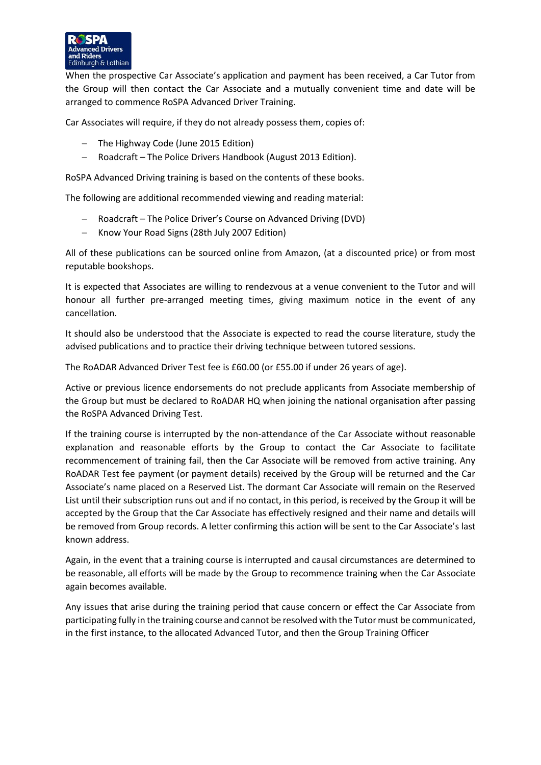When the prospective Car Associate's application and payment has been received, a Car Tutor from the Group will then contact the Car Associate and a mutually convenient time and date will be arranged to commence RoSPA Advanced Driver Training.

Car Associates will require, if they do not already possess them, copies of:

- The Highway Code (June 2015 Edition)
- Roadcraft – The Police Drivers Handbook (August 2013 Edition).

RoSPA Advanced Driving training is based on the contents of these books.

The following are additional recommended viewing and reading material:

- Roadcraft – The Police Driver's Course on Advanced Driving (DVD)
- Know Your Road Signs (28th July 2007 Edition)

All of these publications can be sourced online from Amazon, (at a discounted price) or from most reputable bookshops.

It is expected that Associates are willing to rendezvous at a venue convenient to the Tutor and will honour all further pre-arranged meeting times, giving maximum notice in the event of any cancellation.

It should also be understood that the Associate is expected to read the course literature, study the advised publications and to practice their driving technique between tutored sessions.

The RoADAR Advanced Driver Test fee is £60.00 (or £55.00 if under 26 years of age).

Active or previous licence endorsements do not preclude applicants from Associate membership of the Group but must be declared to RoADAR HQ when joining the national organisation after passing the RoSPA Advanced Driving Test.

If the training course is interrupted by the non-attendance of the Car Associate without reasonable explanation and reasonable efforts by the Group to contact the Car Associate to facilitate recommencement of training fail, then the Car Associate will be removed from active training. Any RoADAR Test fee payment (or payment details) received by the Group will be returned and the Car Associate's name placed on a Reserved List. The dormant Car Associate will remain on the Reserved List until their subscription runs out and if no contact, in this period, is received by the Group it will be accepted by the Group that the Car Associate has effectively resigned and their name and details will be removed from Group records. A letter confirming this action will be sent to the Car Associate's last known address.

Again, in the event that a training course is interrupted and causal circumstances are determined to be reasonable, all efforts will be made by the Group to recommence training when the Car Associate again becomes available.

Any issues that arise during the training period that cause concern or effect the Car Associate from participating fully in the training course and cannot be resolved with the Tutor must be communicated, in the first instance, to the allocated Advanced Tutor, and then the Group Training Officer